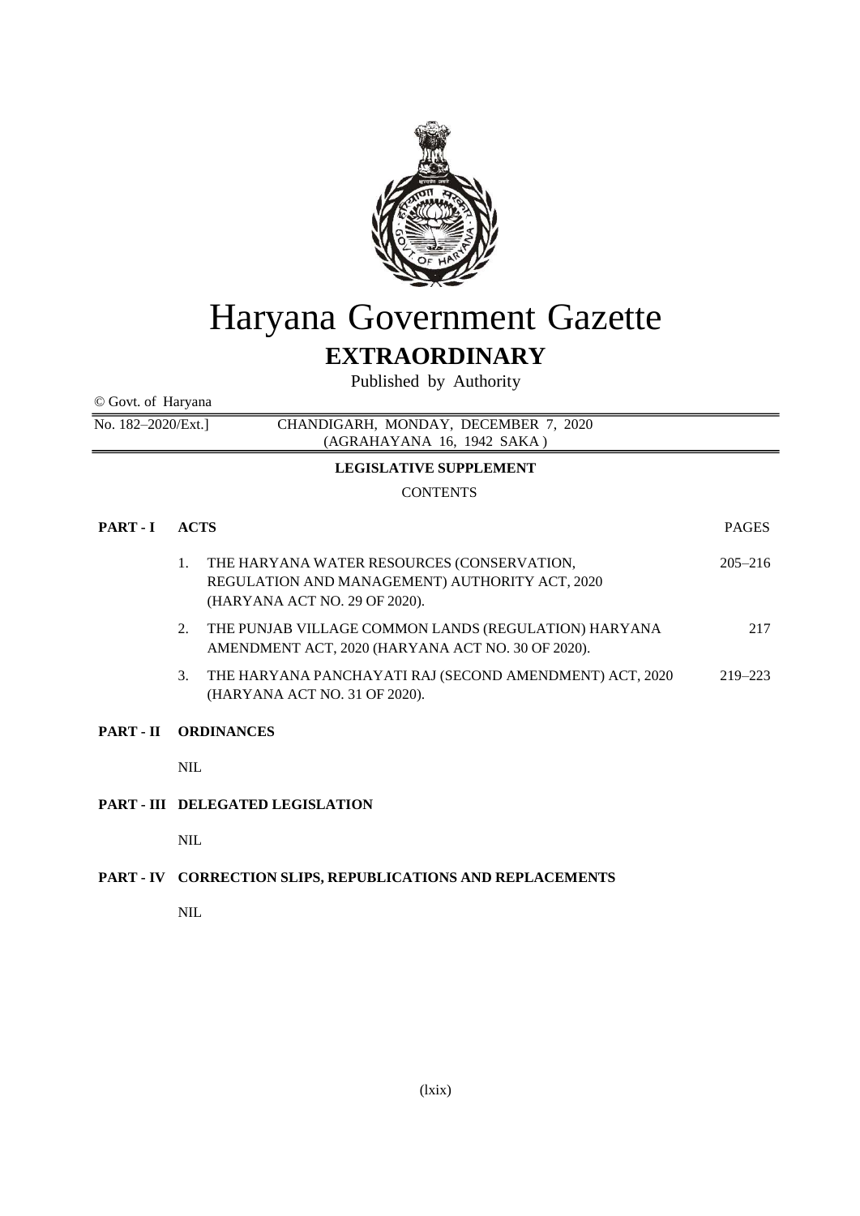# Haryana Government Gazette

## EXTRAORDINARY

Published by Authority

© Govt. of Haryana

No. 182–2020/Ext.] CHANDIGARH, MONDAY, DECEMBER 7, 2020 (AGRAHAYANA 16, 1942 SAKA)

**LEGISLATIVE SUPPLEMENT**

CONTENTS

| | | PAGES |
|---|---|---|
| **PART - I** | **ACTS** | |
| | 1. THE HARYANA WATER RESOURCES (CONSERVATION, REGULATION AND MANAGEMENT) AUTHORITY ACT, 2020 (HARYANA ACT NO. 29 OF 2020). | 205–216 |
| | 2. THE PUNJAB VILLAGE COMMON LANDS (REGULATION) HARYANA AMENDMENT ACT, 2020 (HARYANA ACT NO. 30 OF 2020). | 217 |
| | 3. THE HARYANA PANCHAYATI RAJ (SECOND AMENDMENT) ACT, 2020 (HARYANA ACT NO. 31 OF 2020). | 219–223 |
| **PART - II** | **ORDINANCES** | |
| | NIL | |
| **PART - III** | **DELEGATED LEGISLATION** | |
| | NIL | |
| **PART - IV** | **CORRECTION SLIPS, REPUBLICATIONS AND REPLACEMENTS** | |
| | NIL | |

(lxix)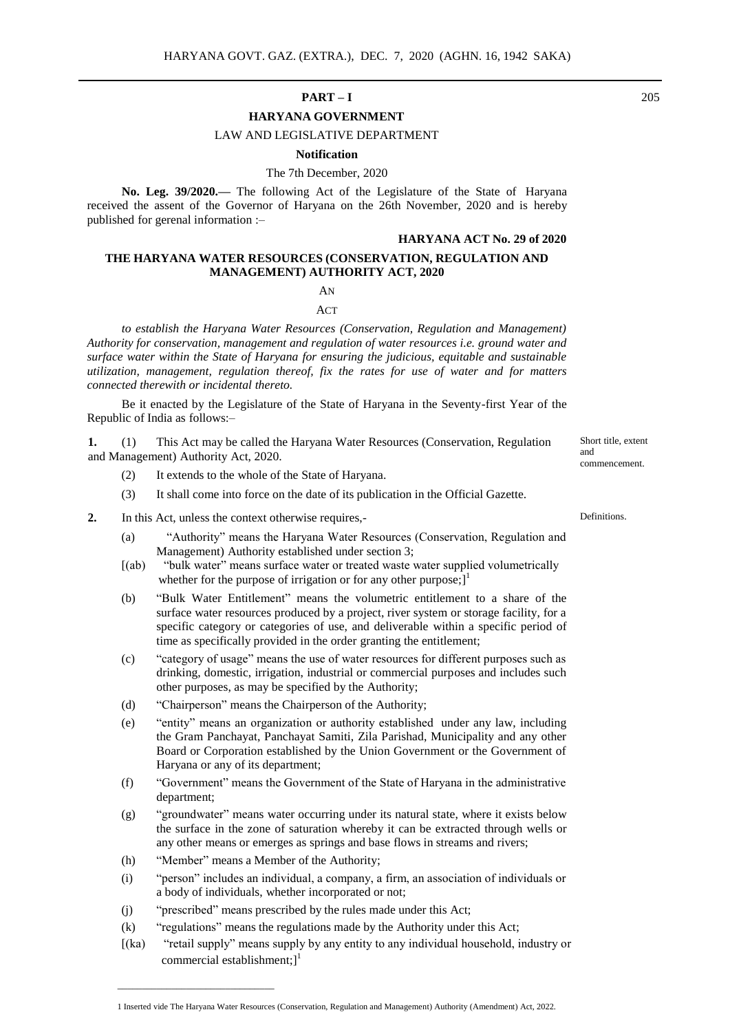**PART – I**

**HARYANA GOVERNMENT**

LAW AND LEGISLATIVE DEPARTMENT

**Notification**

The 7th December, 2020

**No. Leg. 39/2020.—** The following Act of the Legislature of the State of Haryana received the assent of the Governor of Haryana on the 26th November, 2020 and is hereby published for gerenal information :–

**HARYANA ACT No. 29 of 2020**

**THE HARYANA WATER RESOURCES (CONSERVATION, REGULATION AND MANAGEMENT) AUTHORITY ACT, 2020**

AN

ACT

*to establish the Haryana Water Resources (Conservation, Regulation and Management) Authority for conservation, management and regulation of water resources i.e. ground water and surface water within the State of Haryana for ensuring the judicious, equitable and sustainable utilization, management, regulation thereof, fix the rates for use of water and for matters connected therewith or incidental thereto.*

Be it enacted by the Legislature of the State of Haryana in the Seventy-first Year of the Republic of India as follows:–

**1.** (1) This Act may be called the Haryana Water Resources (Conservation, Regulation and Management) Authority Act, 2020. — Short title, extent and commencement.

(2) It extends to the whole of the State of Haryana.

(3) It shall come into force on the date of its publication in the Official Gazette.

**2.** In this Act, unless the context otherwise requires,- — Definitions.

(a) "Authority" means the Haryana Water Resources (Conservation, Regulation and Management) Authority established under section 3;

[(ab) "bulk water" means surface water or treated waste water supplied volumetrically whether for the purpose of irrigation or for any other purpose;][1]

(b) "Bulk Water Entitlement" means the volumetric entitlement to a share of the surface water resources produced by a project, river system or storage facility, for a specific category or categories of use, and deliverable within a specific period of time as specifically provided in the order granting the entitlement;

(c) "category of usage" means the use of water resources for different purposes such as drinking, domestic, irrigation, industrial or commercial purposes and includes such other purposes, as may be specified by the Authority;

(d) "Chairperson" means the Chairperson of the Authority;

(e) "entity" means an organization or authority established under any law, including the Gram Panchayat, Panchayat Samiti, Zila Parishad, Municipality and any other Board or Corporation established by the Union Government or the Government of Haryana or any of its department;

(f) "Government" means the Government of the State of Haryana in the administrative department;

(g) "groundwater" means water occurring under its natural state, where it exists below the surface in the zone of saturation whereby it can be extracted through wells or any other means or emerges as springs and base flows in streams and rivers;

(h) "Member" means a Member of the Authority;

(i) "person" includes an individual, a company, a firm, an association of individuals or a body of individuals, whether incorporated or not;

(j) "prescribed" means prescribed by the rules made under this Act;

(k) "regulations" means the regulations made by the Authority under this Act;

[(ka) "retail supply" means supply by any entity to any individual household, industry or commercial establishment;][1]

---

1 Inserted vide The Haryana Water Resources (Conservation, Regulation and Management) Authority (Amendment) Act, 2022.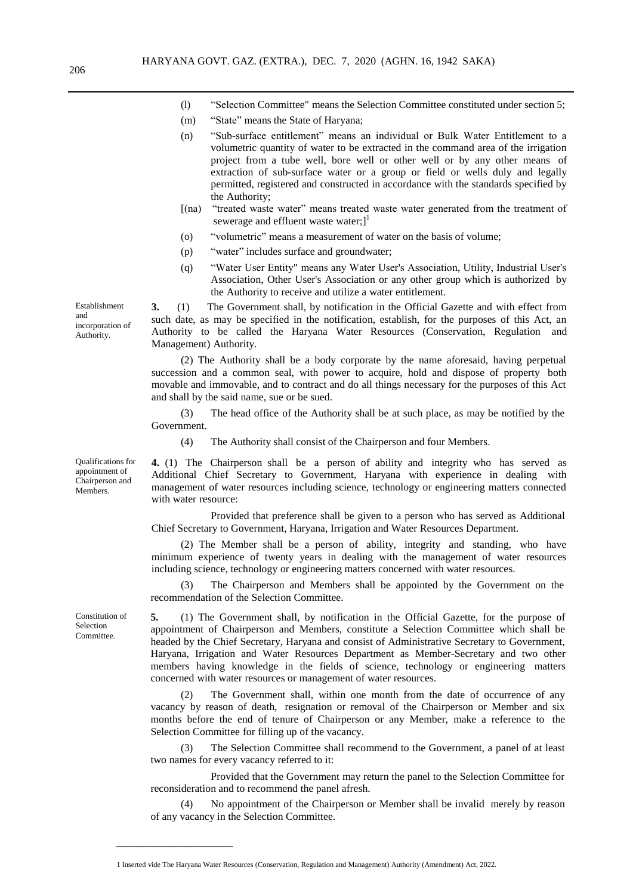(l) "Selection Committee" means the Selection Committee constituted under section 5;

(m) "State" means the State of Haryana;

(n) "Sub-surface entitlement" means an individual or Bulk Water Entitlement to a volumetric quantity of water to be extracted in the command area of the irrigation project from a tube well, bore well or other well or by any other means of extraction of sub-surface water or a group or field or wells duly and legally permitted, registered and constructed in accordance with the standards specified by the Authority;

[(na) "treated waste water" means treated waste water generated from the treatment of sewerage and effluent waste water;][1]

(o) "volumetric" means a measurement of water on the basis of volume;

(p) "water" includes surface and groundwater;

(q) "Water User Entity" means any Water User's Association, Utility, Industrial User's Association, Other User's Association or any other group which is authorized by the Authority to receive and utilize a water entitlement.

*Establishment and incorporation of Authority.*

**3.** (1) The Government shall, by notification in the Official Gazette and with effect from such date, as may be specified in the notification, establish, for the purposes of this Act, an Authority to be called the Haryana Water Resources (Conservation, Regulation and Management) Authority.

(2) The Authority shall be a body corporate by the name aforesaid, having perpetual succession and a common seal, with power to acquire, hold and dispose of property both movable and immovable, and to contract and do all things necessary for the purposes of this Act and shall by the said name, sue or be sued.

(3) The head office of the Authority shall be at such place, as may be notified by the Government.

(4) The Authority shall consist of the Chairperson and four Members.

*Qualifications for appointment of Chairperson and Members.*

**4.** (1) The Chairperson shall be a person of ability and integrity who has served as Additional Chief Secretary to Government, Haryana with experience in dealing with management of water resources including science, technology or engineering matters connected with water resource:

Provided that preference shall be given to a person who has served as Additional Chief Secretary to Government, Haryana, Irrigation and Water Resources Department.

(2) The Member shall be a person of ability, integrity and standing, who have minimum experience of twenty years in dealing with the management of water resources including science, technology or engineering matters concerned with water resources.

(3) The Chairperson and Members shall be appointed by the Government on the recommendation of the Selection Committee.

*Constitution of Selection Committee.*

**5.** (1) The Government shall, by notification in the Official Gazette, for the purpose of appointment of Chairperson and Members, constitute a Selection Committee which shall be headed by the Chief Secretary, Haryana and consist of Administrative Secretary to Government, Haryana, Irrigation and Water Resources Department as Member-Secretary and two other members having knowledge in the fields of science, technology or engineering matters concerned with water resources or management of water resources.

(2) The Government shall, within one month from the date of occurrence of any vacancy by reason of death, resignation or removal of the Chairperson or Member and six months before the end of tenure of Chairperson or any Member, make a reference to the Selection Committee for filling up of the vacancy.

(3) The Selection Committee shall recommend to the Government, a panel of at least two names for every vacancy referred to it:

Provided that the Government may return the panel to the Selection Committee for reconsideration and to recommend the panel afresh.

(4) No appointment of the Chairperson or Member shall be invalid merely by reason of any vacancy in the Selection Committee.

---

1 Inserted vide The Haryana Water Resources (Conservation, Regulation and Management) Authority (Amendment) Act, 2022.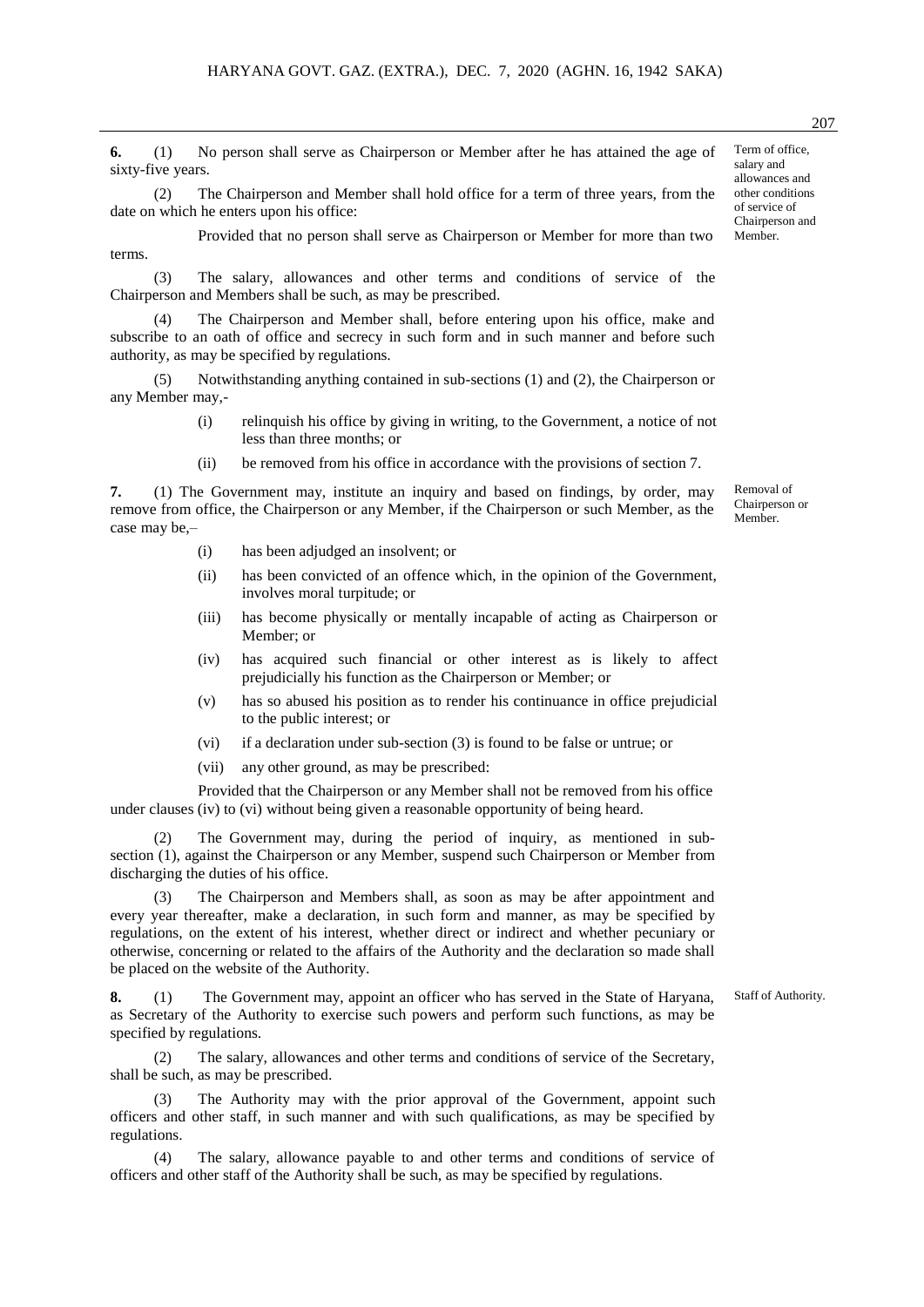**6.** (1) No person shall serve as Chairperson or Member after he has attained the age of sixty-five years.

*Term of office, salary and allowances and other conditions of service of Chairperson and Member.*

(2) The Chairperson and Member shall hold office for a term of three years, from the date on which he enters upon his office:

Provided that no person shall serve as Chairperson or Member for more than two terms.

(3) The salary, allowances and other terms and conditions of service of the Chairperson and Members shall be such, as may be prescribed.

(4) The Chairperson and Member shall, before entering upon his office, make and subscribe to an oath of office and secrecy in such form and in such manner and before such authority, as may be specified by regulations.

(5) Notwithstanding anything contained in sub-sections (1) and (2), the Chairperson or any Member may,-

- (i) relinquish his office by giving in writing, to the Government, a notice of not less than three months; or
- (ii) be removed from his office in accordance with the provisions of section 7.

**7.** (1) The Government may, institute an inquiry and based on findings, by order, may remove from office, the Chairperson or any Member, if the Chairperson or such Member, as the case may be,–

*Removal of Chairperson or Member.*

- (i) has been adjudged an insolvent; or
- (ii) has been convicted of an offence which, in the opinion of the Government, involves moral turpitude; or
- (iii) has become physically or mentally incapable of acting as Chairperson or Member; or
- (iv) has acquired such financial or other interest as is likely to affect prejudicially his function as the Chairperson or Member; or
- (v) has so abused his position as to render his continuance in office prejudicial to the public interest; or
- (vi) if a declaration under sub-section (3) is found to be false or untrue; or
- (vii) any other ground, as may be prescribed:

Provided that the Chairperson or any Member shall not be removed from his office under clauses (iv) to (vi) without being given a reasonable opportunity of being heard.

(2) The Government may, during the period of inquiry, as mentioned in sub-section (1), against the Chairperson or any Member, suspend such Chairperson or Member from discharging the duties of his office.

(3) The Chairperson and Members shall, as soon as may be after appointment and every year thereafter, make a declaration, in such form and manner, as may be specified by regulations, on the extent of his interest, whether direct or indirect and whether pecuniary or otherwise, concerning or related to the affairs of the Authority and the declaration so made shall be placed on the website of the Authority.

**8.** (1) The Government may, appoint an officer who has served in the State of Haryana, as Secretary of the Authority to exercise such powers and perform such functions, as may be specified by regulations.

*Staff of Authority.*

(2) The salary, allowances and other terms and conditions of service of the Secretary, shall be such, as may be prescribed.

(3) The Authority may with the prior approval of the Government, appoint such officers and other staff, in such manner and with such qualifications, as may be specified by regulations.

(4) The salary, allowance payable to and other terms and conditions of service of officers and other staff of the Authority shall be such, as may be specified by regulations.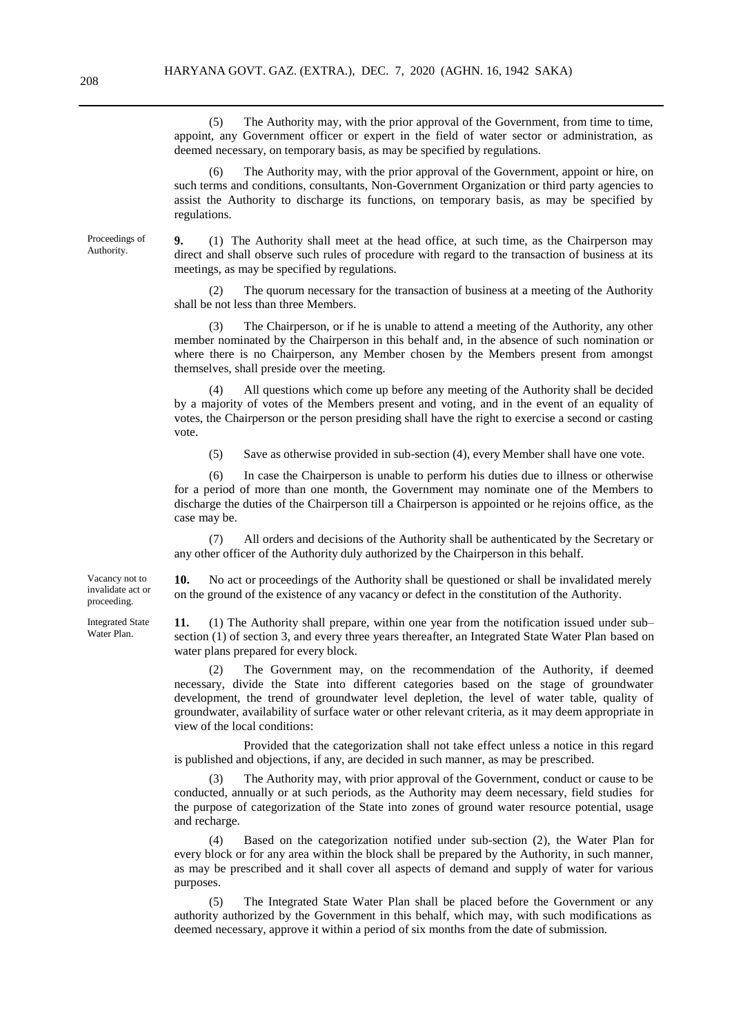(5) The Authority may, with the prior approval of the Government, from time to time, appoint, any Government officer or expert in the field of water sector or administration, as deemed necessary, on temporary basis, as may be specified by regulations.

(6) The Authority may, with the prior approval of the Government, appoint or hire, on such terms and conditions, consultants, Non-Government Organization or third party agencies to assist the Authority to discharge its functions, on temporary basis, as may be specified by regulations.

Proceedings of Authority.

**9.** (1) The Authority shall meet at the head office, at such time, as the Chairperson may direct and shall observe such rules of procedure with regard to the transaction of business at its meetings, as may be specified by regulations.

(2) The quorum necessary for the transaction of business at a meeting of the Authority shall be not less than three Members.

(3) The Chairperson, or if he is unable to attend a meeting of the Authority, any other member nominated by the Chairperson in this behalf and, in the absence of such nomination or where there is no Chairperson, any Member chosen by the Members present from amongst themselves, shall preside over the meeting.

(4) All questions which come up before any meeting of the Authority shall be decided by a majority of votes of the Members present and voting, and in the event of an equality of votes, the Chairperson or the person presiding shall have the right to exercise a second or casting vote.

(5) Save as otherwise provided in sub-section (4), every Member shall have one vote.

(6) In case the Chairperson is unable to perform his duties due to illness or otherwise for a period of more than one month, the Government may nominate one of the Members to discharge the duties of the Chairperson till a Chairperson is appointed or he rejoins office, as the case may be.

(7) All orders and decisions of the Authority shall be authenticated by the Secretary or any other officer of the Authority duly authorized by the Chairperson in this behalf.

Vacancy not to invalidate act or proceeding.

**10.** No act or proceedings of the Authority shall be questioned or shall be invalidated merely on the ground of the existence of any vacancy or defect in the constitution of the Authority.

Integrated State Water Plan.

**11.** (1) The Authority shall prepare, within one year from the notification issued under sub–section (1) of section 3, and every three years thereafter, an Integrated State Water Plan based on water plans prepared for every block.

(2) The Government may, on the recommendation of the Authority, if deemed necessary, divide the State into different categories based on the stage of groundwater development, the trend of groundwater level depletion, the level of water table, quality of groundwater, availability of surface water or other relevant criteria, as it may deem appropriate in view of the local conditions:

Provided that the categorization shall not take effect unless a notice in this regard is published and objections, if any, are decided in such manner, as may be prescribed.

(3) The Authority may, with prior approval of the Government, conduct or cause to be conducted, annually or at such periods, as the Authority may deem necessary, field studies for the purpose of categorization of the State into zones of ground water resource potential, usage and recharge.

(4) Based on the categorization notified under sub-section (2), the Water Plan for every block or for any area within the block shall be prepared by the Authority, in such manner, as may be prescribed and it shall cover all aspects of demand and supply of water for various purposes.

(5) The Integrated State Water Plan shall be placed before the Government or any authority authorized by the Government in this behalf, which may, with such modifications as deemed necessary, approve it within a period of six months from the date of submission.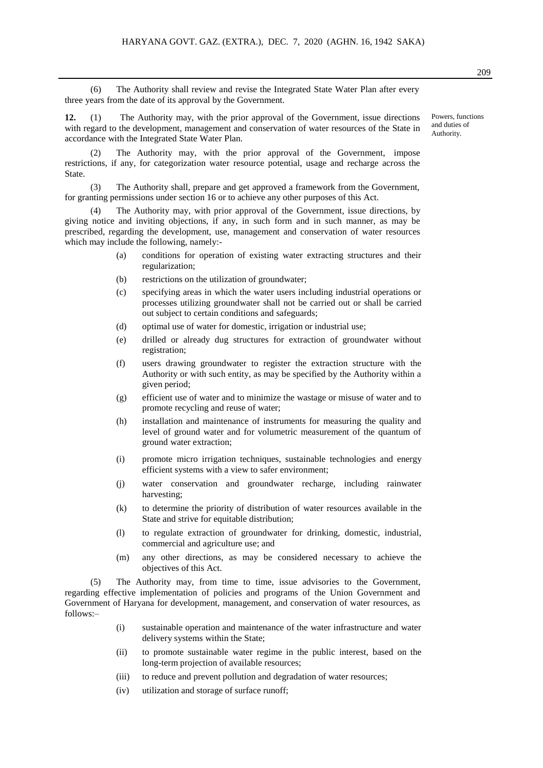(6) The Authority shall review and revise the Integrated State Water Plan after every three years from the date of its approval by the Government.

**12.** (1) The Authority may, with the prior approval of the Government, issue directions with regard to the development, management and conservation of water resources of the State in accordance with the Integrated State Water Plan.

Powers, functions and duties of Authority.

(2) The Authority may, with the prior approval of the Government, impose restrictions, if any, for categorization water resource potential, usage and recharge across the State.

(3) The Authority shall, prepare and get approved a framework from the Government, for granting permissions under section 16 or to achieve any other purposes of this Act.

(4) The Authority may, with prior approval of the Government, issue directions, by giving notice and inviting objections, if any, in such form and in such manner, as may be prescribed, regarding the development, use, management and conservation of water resources which may include the following, namely:-

- (a) conditions for operation of existing water extracting structures and their regularization;
- (b) restrictions on the utilization of groundwater;
- (c) specifying areas in which the water users including industrial operations or processes utilizing groundwater shall not be carried out or shall be carried out subject to certain conditions and safeguards;
- (d) optimal use of water for domestic, irrigation or industrial use;
- (e) drilled or already dug structures for extraction of groundwater without registration;
- (f) users drawing groundwater to register the extraction structure with the Authority or with such entity, as may be specified by the Authority within a given period;
- (g) efficient use of water and to minimize the wastage or misuse of water and to promote recycling and reuse of water;
- (h) installation and maintenance of instruments for measuring the quality and level of ground water and for volumetric measurement of the quantum of ground water extraction;
- (i) promote micro irrigation techniques, sustainable technologies and energy efficient systems with a view to safer environment;
- (j) water conservation and groundwater recharge, including rainwater harvesting;
- (k) to determine the priority of distribution of water resources available in the State and strive for equitable distribution;
- (l) to regulate extraction of groundwater for drinking, domestic, industrial, commercial and agriculture use; and
- (m) any other directions, as may be considered necessary to achieve the objectives of this Act.

(5) The Authority may, from time to time, issue advisories to the Government, regarding effective implementation of policies and programs of the Union Government and Government of Haryana for development, management, and conservation of water resources, as follows:–

- (i) sustainable operation and maintenance of the water infrastructure and water delivery systems within the State;
- (ii) to promote sustainable water regime in the public interest, based on the long-term projection of available resources;
- (iii) to reduce and prevent pollution and degradation of water resources;
- (iv) utilization and storage of surface runoff;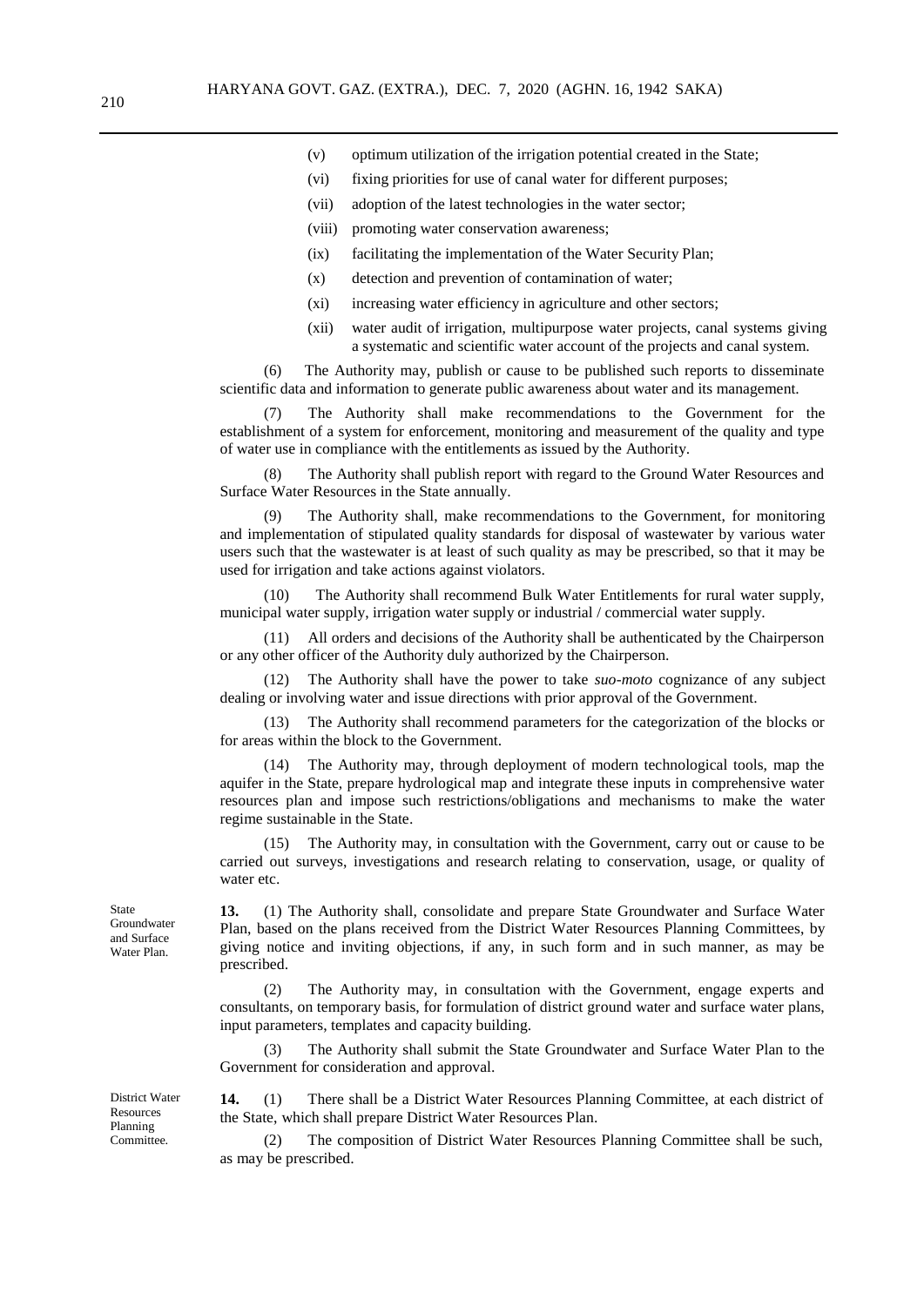(v) optimum utilization of the irrigation potential created in the State;

(vi) fixing priorities for use of canal water for different purposes;

(vii) adoption of the latest technologies in the water sector;

(viii) promoting water conservation awareness;

(ix) facilitating the implementation of the Water Security Plan;

(x) detection and prevention of contamination of water;

(xi) increasing water efficiency in agriculture and other sectors;

(xii) water audit of irrigation, multipurpose water projects, canal systems giving a systematic and scientific water account of the projects and canal system.

(6) The Authority may, publish or cause to be published such reports to disseminate scientific data and information to generate public awareness about water and its management.

(7) The Authority shall make recommendations to the Government for the establishment of a system for enforcement, monitoring and measurement of the quality and type of water use in compliance with the entitlements as issued by the Authority.

(8) The Authority shall publish report with regard to the Ground Water Resources and Surface Water Resources in the State annually.

(9) The Authority shall, make recommendations to the Government, for monitoring and implementation of stipulated quality standards for disposal of wastewater by various water users such that the wastewater is at least of such quality as may be prescribed, so that it may be used for irrigation and take actions against violators.

(10) The Authority shall recommend Bulk Water Entitlements for rural water supply, municipal water supply, irrigation water supply or industrial / commercial water supply.

(11) All orders and decisions of the Authority shall be authenticated by the Chairperson or any other officer of the Authority duly authorized by the Chairperson.

(12) The Authority shall have the power to take *suo-moto* cognizance of any subject dealing or involving water and issue directions with prior approval of the Government.

(13) The Authority shall recommend parameters for the categorization of the blocks or for areas within the block to the Government.

(14) The Authority may, through deployment of modern technological tools, map the aquifer in the State, prepare hydrological map and integrate these inputs in comprehensive water resources plan and impose such restrictions/obligations and mechanisms to make the water regime sustainable in the State.

(15) The Authority may, in consultation with the Government, carry out or cause to be carried out surveys, investigations and research relating to conservation, usage, or quality of water etc.

State Groundwater and Surface Water Plan.

**13.** (1) The Authority shall, consolidate and prepare State Groundwater and Surface Water Plan, based on the plans received from the District Water Resources Planning Committees, by giving notice and inviting objections, if any, in such form and in such manner, as may be prescribed.

(2) The Authority may, in consultation with the Government, engage experts and consultants, on temporary basis, for formulation of district ground water and surface water plans, input parameters, templates and capacity building.

(3) The Authority shall submit the State Groundwater and Surface Water Plan to the Government for consideration and approval.

District Water Resources Planning Committee.

**14.** (1) There shall be a District Water Resources Planning Committee, at each district of the State, which shall prepare District Water Resources Plan.

(2) The composition of District Water Resources Planning Committee shall be such, as may be prescribed.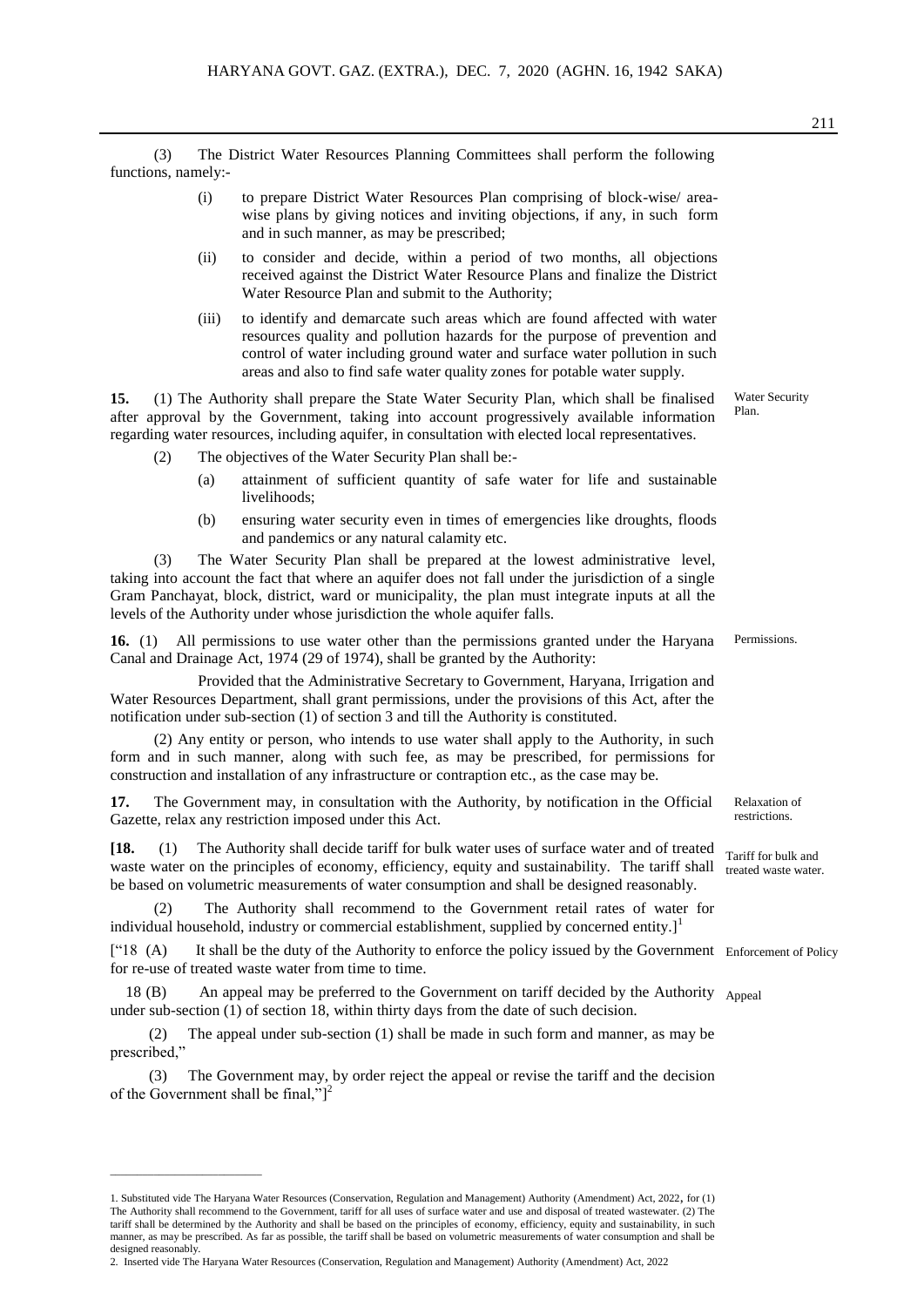(3) The District Water Resources Planning Committees shall perform the following functions, namely:-

(i) to prepare District Water Resources Plan comprising of block-wise/ area-wise plans by giving notices and inviting objections, if any, in such form and in such manner, as may be prescribed;

(ii) to consider and decide, within a period of two months, all objections received against the District Water Resource Plans and finalize the District Water Resource Plan and submit to the Authority;

(iii) to identify and demarcate such areas which are found affected with water resources quality and pollution hazards for the purpose of prevention and control of water including ground water and surface water pollution in such areas and also to find safe water quality zones for potable water supply.

**15.** (1) The Authority shall prepare the State Water Security Plan, which shall be finalised after approval by the Government, taking into account progressively available information regarding water resources, including aquifer, in consultation with elected local representatives. *Water Security Plan.*

(2) The objectives of the Water Security Plan shall be:-

(a) attainment of sufficient quantity of safe water for life and sustainable livelihoods;

(b) ensuring water security even in times of emergencies like droughts, floods and pandemics or any natural calamity etc.

(3) The Water Security Plan shall be prepared at the lowest administrative level, taking into account the fact that where an aquifer does not fall under the jurisdiction of a single Gram Panchayat, block, district, ward or municipality, the plan must integrate inputs at all the levels of the Authority under whose jurisdiction the whole aquifer falls.

**16.** (1) All permissions to use water other than the permissions granted under the Haryana Canal and Drainage Act, 1974 (29 of 1974), shall be granted by the Authority: *Permissions.*

Provided that the Administrative Secretary to Government, Haryana, Irrigation and Water Resources Department, shall grant permissions, under the provisions of this Act, after the notification under sub-section (1) of section 3 and till the Authority is constituted.

(2) Any entity or person, who intends to use water shall apply to the Authority, in such form and in such manner, along with such fee, as may be prescribed, for permissions for construction and installation of any infrastructure or contraption etc., as the case may be.

**17.** The Government may, in consultation with the Authority, by notification in the Official Gazette, relax any restriction imposed under this Act. *Relaxation of restrictions.*

**[18.** (1) The Authority shall decide tariff for bulk water uses of surface water and of treated waste water on the principles of economy, efficiency, equity and sustainability. The tariff shall be based on volumetric measurements of water consumption and shall be designed reasonably. *Tariff for bulk and treated waste water.*

(2) The Authority shall recommend to the Government retail rates of water for individual household, industry or commercial establishment, supplied by concerned entity.][1]

["18 (A) It shall be the duty of the Authority to enforce the policy issued by the Government for re-use of treated waste water from time to time. *Enforcement of Policy*

18 (B) An appeal may be preferred to the Government on tariff decided by the Authority under sub-section (1) of section 18, within thirty days from the date of such decision. *Appeal*

(2) The appeal under sub-section (1) shall be made in such form and manner, as may be prescribed,"

(3) The Government may, by order reject the appeal or revise the tariff and the decision of the Government shall be final,"][2]

---

1. Substituted vide The Haryana Water Resources (Conservation, Regulation and Management) Authority (Amendment) Act, 2022, for (1) The Authority shall recommend to the Government, tariff for all uses of surface water and use and disposal of treated wastewater. (2) The tariff shall be determined by the Authority and shall be based on the principles of economy, efficiency, equity and sustainability, in such manner, as may be prescribed. As far as possible, the tariff shall be based on volumetric measurements of water consumption and shall be designed reasonably.
2. Inserted vide The Haryana Water Resources (Conservation, Regulation and Management) Authority (Amendment) Act, 2022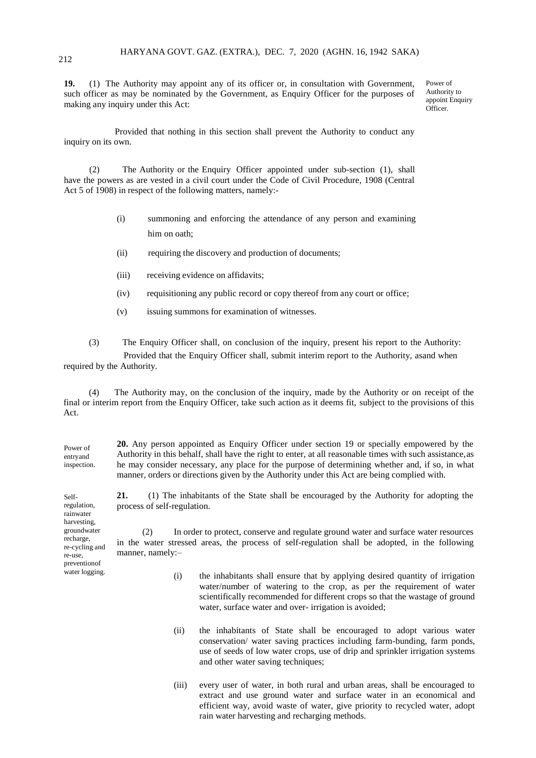**19.** (1) The Authority may appoint any of its officer or, in consultation with Government, such officer as may be nominated by the Government, as Enquiry Officer for the purposes of making any inquiry under this Act:

Power of Authority to appoint Enquiry Officer.

Provided that nothing in this section shall prevent the Authority to conduct any inquiry on its own.

(2) The Authority or the Enquiry Officer appointed under sub-section (1), shall have the powers as are vested in a civil court under the Code of Civil Procedure, 1908 (Central Act 5 of 1908) in respect of the following matters, namely:-

(i) summoning and enforcing the attendance of any person and examining him on oath;

(ii) requiring the discovery and production of documents;

(iii) receiving evidence on affidavits;

(iv) requisitioning any public record or copy thereof from any court or office;

(v) issuing summons for examination of witnesses.

(3) The Enquiry Officer shall, on conclusion of the inquiry, present his report to the Authority:

Provided that the Enquiry Officer shall, submit interim report to the Authority, asand when required by the Authority.

(4) The Authority may, on the conclusion of the inquiry, made by the Authority or on receipt of the final or interim report from the Enquiry Officer, take such action as it deems fit, subject to the provisions of this Act.

Power of entryand inspection.

**20.** Any person appointed as Enquiry Officer under section 19 or specially empowered by the Authority in this behalf, shall have the right to enter, at all reasonable times with such assistance,as he may consider necessary, any place for the purpose of determining whether and, if so, in what manner, orders or directions given by the Authority under this Act are being complied with.

Self-regulation, rainwater harvesting, groundwater recharge, re-cycling and re-use, preventionof water logging.

**21.** (1) The inhabitants of the State shall be encouraged by the Authority for adopting the process of self-regulation.

(2) In order to protect, conserve and regulate ground water and surface water resources in the water stressed areas, the process of self-regulation shall be adopted, in the following manner, namely:–

(i) the inhabitants shall ensure that by applying desired quantity of irrigation water/number of watering to the crop, as per the requirement of water scientifically recommended for different crops so that the wastage of ground water, surface water and over- irrigation is avoided;

(ii) the inhabitants of State shall be encouraged to adopt various water conservation/ water saving practices including farm-bunding, farm ponds, use of seeds of low water crops, use of drip and sprinkler irrigation systems and other water saving techniques;

(iii) every user of water, in both rural and urban areas, shall be encouraged to extract and use ground water and surface water in an economical and efficient way, avoid waste of water, give priority to recycled water, adopt rain water harvesting and recharging methods.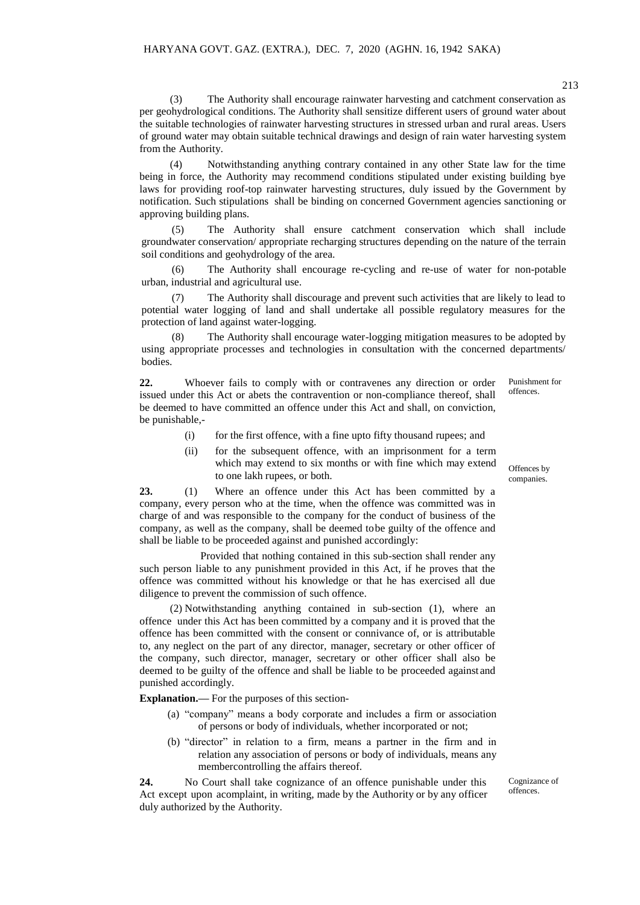(3) The Authority shall encourage rainwater harvesting and catchment conservation as per geohydrological conditions. The Authority shall sensitize different users of ground water about the suitable technologies of rainwater harvesting structures in stressed urban and rural areas. Users of ground water may obtain suitable technical drawings and design of rain water harvesting system from the Authority.

(4) Notwithstanding anything contrary contained in any other State law for the time being in force, the Authority may recommend conditions stipulated under existing building bye laws for providing roof-top rainwater harvesting structures, duly issued by the Government by notification. Such stipulations shall be binding on concerned Government agencies sanctioning or approving building plans.

(5) The Authority shall ensure catchment conservation which shall include groundwater conservation/ appropriate recharging structures depending on the nature of the terrain soil conditions and geohydrology of the area.

(6) The Authority shall encourage re-cycling and re-use of water for non-potable urban, industrial and agricultural use.

(7) The Authority shall discourage and prevent such activities that are likely to lead to potential water logging of land and shall undertake all possible regulatory measures for the protection of land against water-logging.

(8) The Authority shall encourage water-logging mitigation measures to be adopted by using appropriate processes and technologies in consultation with the concerned departments/ bodies.

Punishment for offences.

**22.** Whoever fails to comply with or contravenes any direction or order issued under this Act or abets the contravention or non-compliance thereof, shall be deemed to have committed an offence under this Act and shall, on conviction, be punishable,-

(i) for the first offence, with a fine upto fifty thousand rupees; and

(ii) for the subsequent offence, with an imprisonment for a term which may extend to six months or with fine which may extend to one lakh rupees, or both.

Offences by companies.

**23.** (1) Where an offence under this Act has been committed by a company, every person who at the time, when the offence was committed was in charge of and was responsible to the company for the conduct of business of the company, as well as the company, shall be deemed tobe guilty of the offence and shall be liable to be proceeded against and punished accordingly:

Provided that nothing contained in this sub-section shall render any such person liable to any punishment provided in this Act, if he proves that the offence was committed without his knowledge or that he has exercised all due diligence to prevent the commission of such offence.

(2) Notwithstanding anything contained in sub-section (1), where an offence under this Act has been committed by a company and it is proved that the offence has been committed with the consent or connivance of, or is attributable to, any neglect on the part of any director, manager, secretary or other officer of the company, such director, manager, secretary or other officer shall also be deemed to be guilty of the offence and shall be liable to be proceeded against and punished accordingly.

**Explanation.—** For the purposes of this section-

(a) "company" means a body corporate and includes a firm or association of persons or body of individuals, whether incorporated or not;

(b) "director" in relation to a firm, means a partner in the firm and in relation any association of persons or body of individuals, means any membercontrolling the affairs thereof.

Cognizance of offences.

**24.** No Court shall take cognizance of an offence punishable under this Act except upon acomplaint, in writing, made by the Authority or by any officer duly authorized by the Authority.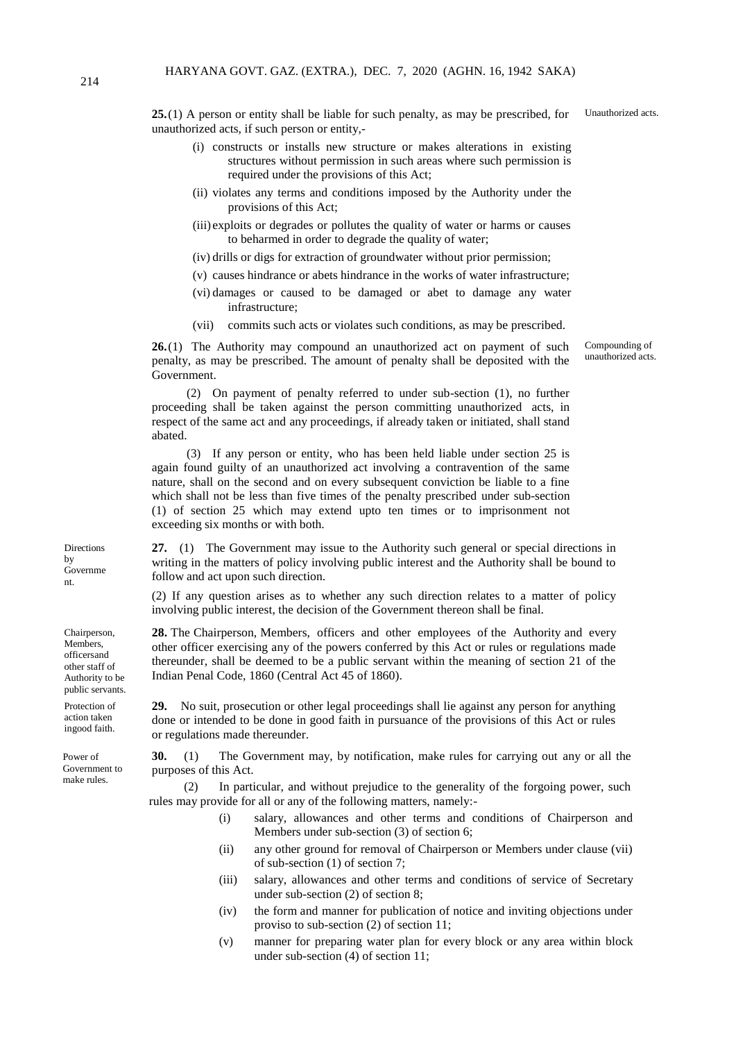**25.** (1) A person or entity shall be liable for such penalty, as may be prescribed, for unauthorized acts, if such person or entity,-

Unauthorized acts.

(i) constructs or installs new structure or makes alterations in existing structures without permission in such areas where such permission is required under the provisions of this Act;

(ii) violates any terms and conditions imposed by the Authority under the provisions of this Act;

(iii) exploits or degrades or pollutes the quality of water or harms or causes to beharmed in order to degrade the quality of water;

(iv) drills or digs for extraction of groundwater without prior permission;

(v) causes hindrance or abets hindrance in the works of water infrastructure;

(vi) damages or caused to be damaged or abet to damage any water infrastructure;

(vii) commits such acts or violates such conditions, as may be prescribed.

**26.** (1) The Authority may compound an unauthorized act on payment of such penalty, as may be prescribed. The amount of penalty shall be deposited with the Government.

Compounding of unauthorized acts.

(2) On payment of penalty referred to under sub-section (1), no further proceeding shall be taken against the person committing unauthorized acts, in respect of the same act and any proceedings, if already taken or initiated, shall stand abated.

(3) If any person or entity, who has been held liable under section 25 is again found guilty of an unauthorized act involving a contravention of the same nature, shall on the second and on every subsequent conviction be liable to a fine which shall not be less than five times of the penalty prescribed under sub-section (1) of section 25 which may extend upto ten times or to imprisonment not exceeding six months or with both.

Directions by Government.

**27.** (1) The Government may issue to the Authority such general or special directions in writing in the matters of policy involving public interest and the Authority shall be bound to follow and act upon such direction.

(2) If any question arises as to whether any such direction relates to a matter of policy involving public interest, the decision of the Government thereon shall be final.

Chairperson, Members, officersand other staff of Authority to be public servants.

**28.** The Chairperson, Members, officers and other employees of the Authority and every other officer exercising any of the powers conferred by this Act or rules or regulations made thereunder, shall be deemed to be a public servant within the meaning of section 21 of the Indian Penal Code, 1860 (Central Act 45 of 1860).

Protection of action taken ingood faith.

**29.** No suit, prosecution or other legal proceedings shall lie against any person for anything done or intended to be done in good faith in pursuance of the provisions of this Act or rules or regulations made thereunder.

Power of Government to make rules.

**30.** (1) The Government may, by notification, make rules for carrying out any or all the purposes of this Act.

(2) In particular, and without prejudice to the generality of the forgoing power, such rules may provide for all or any of the following matters, namely:-

(i) salary, allowances and other terms and conditions of Chairperson and Members under sub-section (3) of section 6;

(ii) any other ground for removal of Chairperson or Members under clause (vii) of sub-section (1) of section 7;

(iii) salary, allowances and other terms and conditions of service of Secretary under sub-section (2) of section 8;

(iv) the form and manner for publication of notice and inviting objections under proviso to sub-section (2) of section 11;

(v) manner for preparing water plan for every block or any area within block under sub-section (4) of section 11;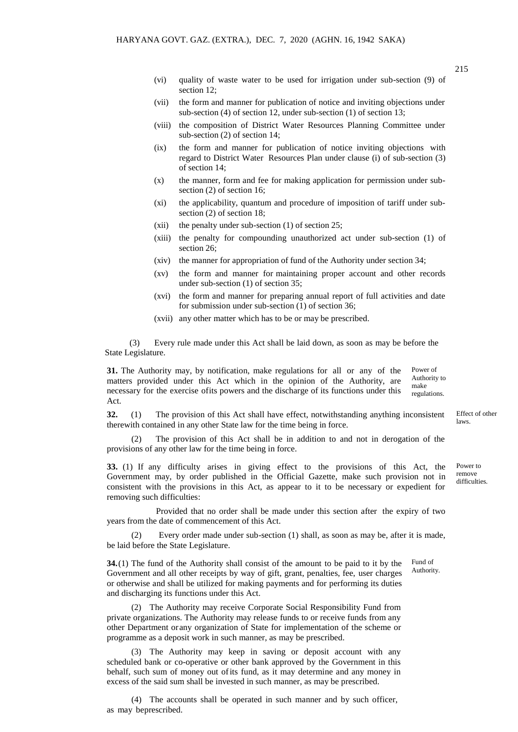(vi) quality of waste water to be used for irrigation under sub-section (9) of section 12;

(vii) the form and manner for publication of notice and inviting objections under sub-section (4) of section 12, under sub-section (1) of section 13;

(viii) the composition of District Water Resources Planning Committee under sub-section (2) of section 14;

(ix) the form and manner for publication of notice inviting objections with regard to District Water Resources Plan under clause (i) of sub-section (3) of section 14;

(x) the manner, form and fee for making application for permission under sub-section (2) of section 16;

(xi) the applicability, quantum and procedure of imposition of tariff under sub-section (2) of section 18;

(xii) the penalty under sub-section (1) of section 25;

(xiii) the penalty for compounding unauthorized act under sub-section (1) of section 26;

(xiv) the manner for appropriation of fund of the Authority under section 34;

(xv) the form and manner for maintaining proper account and other records under sub-section (1) of section 35;

(xvi) the form and manner for preparing annual report of full activities and date for submission under sub-section (1) of section 36;

(xvii) any other matter which has to be or may be prescribed.

(3) Every rule made under this Act shall be laid down, as soon as may be before the State Legislature.

**31.** The Authority may, by notification, make regulations for all or any of the matters provided under this Act which in the opinion of the Authority, are necessary for the exercise ofits powers and the discharge of its functions under this Act. *Power of Authority to make regulations.*

**32.** (1) The provision of this Act shall have effect, notwithstanding anything inconsistent therewith contained in any other State law for the time being in force. *Effect of other laws.*

(2) The provision of this Act shall be in addition to and not in derogation of the provisions of any other law for the time being in force.

**33.** (1) If any difficulty arises in giving effect to the provisions of this Act, the Government may, by order published in the Official Gazette, make such provision not in consistent with the provisions in this Act, as appear to it to be necessary or expedient for removing such difficulties: *Power to remove difficulties.*

Provided that no order shall be made under this section after the expiry of two years from the date of commencement of this Act.

(2) Every order made under sub-section (1) shall, as soon as may be, after it is made, be laid before the State Legislature.

**34.** (1) The fund of the Authority shall consist of the amount to be paid to it by the Government and all other receipts by way of gift, grant, penalties, fee, user charges or otherwise and shall be utilized for making payments and for performing its duties and discharging its functions under this Act. *Fund of Authority.*

(2) The Authority may receive Corporate Social Responsibility Fund from private organizations. The Authority may release funds to or receive funds from any other Department orany organization of State for implementation of the scheme or programme as a deposit work in such manner, as may be prescribed.

(3) The Authority may keep in saving or deposit account with any scheduled bank or co-operative or other bank approved by the Government in this behalf, such sum of money out ofits fund, as it may determine and any money in excess of the said sum shall be invested in such manner, as may be prescribed.

(4) The accounts shall be operated in such manner and by such officer, as may beprescribed.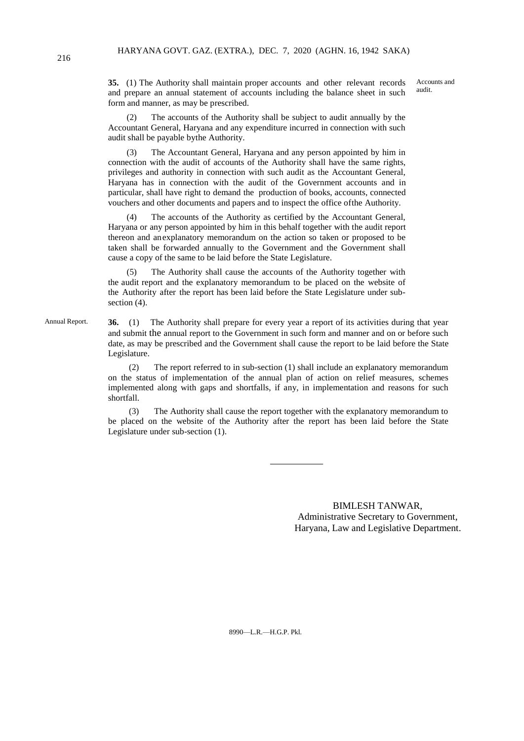**35.** (1) The Authority shall maintain proper accounts and other relevant records and prepare an annual statement of accounts including the balance sheet in such form and manner, as may be prescribed.

Accounts and audit.

(2) The accounts of the Authority shall be subject to audit annually by the Accountant General, Haryana and any expenditure incurred in connection with such audit shall be payable bythe Authority.

(3) The Accountant General, Haryana and any person appointed by him in connection with the audit of accounts of the Authority shall have the same rights, privileges and authority in connection with such audit as the Accountant General, Haryana has in connection with the audit of the Government accounts and in particular, shall have right to demand the production of books, accounts, connected vouchers and other documents and papers and to inspect the office ofthe Authority.

(4) The accounts of the Authority as certified by the Accountant General, Haryana or any person appointed by him in this behalf together with the audit report thereon and anexplanatory memorandum on the action so taken or proposed to be taken shall be forwarded annually to the Government and the Government shall cause a copy of the same to be laid before the State Legislature.

(5) The Authority shall cause the accounts of the Authority together with the audit report and the explanatory memorandum to be placed on the website of the Authority after the report has been laid before the State Legislature under sub-section (4).

Annual Report.

**36.** (1) The Authority shall prepare for every year a report of its activities during that year and submit the annual report to the Government in such form and manner and on or before such date, as may be prescribed and the Government shall cause the report to be laid before the State Legislature.

(2) The report referred to in sub-section (1) shall include an explanatory memorandum on the status of implementation of the annual plan of action on relief measures, schemes implemented along with gaps and shortfalls, if any, in implementation and reasons for such shortfall.

(3) The Authority shall cause the report together with the explanatory memorandum to be placed on the website of the Authority after the report has been laid before the State Legislature under sub-section (1).

---

BIMLESH TANWAR,
Administrative Secretary to Government,
Haryana, Law and Legislative Department.

8990—L.R.—H.G.P. Pkl.